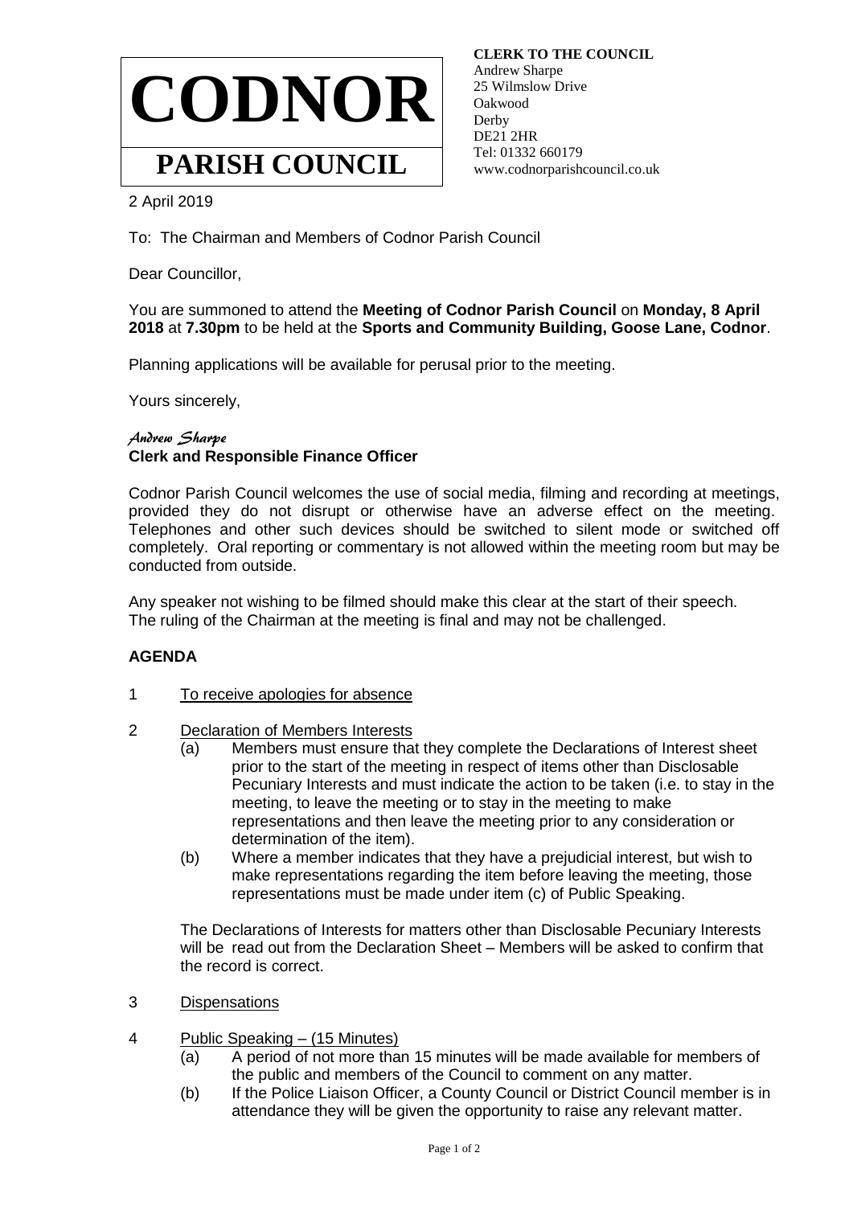# CODNOR

## PARISH COUNCIL

**CLERK TO THE COUNCIL**
Andrew Sharpe
25 Wilmslow Drive
Oakwood
Derby
DE21 2HR
Tel: 01332 660179
www.codnorparishcouncil.co.uk

2 April 2019

To: The Chairman and Members of Codnor Parish Council

Dear Councillor,

You are summoned to attend the **Meeting of Codnor Parish Council** on **Monday, 8 April 2018** at **7.30pm** to be held at the **Sports and Community Building, Goose Lane, Codnor**.

Planning applications will be available for perusal prior to the meeting.

Yours sincerely,

*Andrew Sharpe*
**Clerk and Responsible Finance Officer**

Codnor Parish Council welcomes the use of social media, filming and recording at meetings, provided they do not disrupt or otherwise have an adverse effect on the meeting. Telephones and other such devices should be switched to silent mode or switched off completely. Oral reporting or commentary is not allowed within the meeting room but may be conducted from outside.

Any speaker not wishing to be filmed should make this clear at the start of their speech. The ruling of the Chairman at the meeting is final and may not be challenged.

**AGENDA**

1 To receive apologies for absence

2 Declaration of Members Interests
   (a) Members must ensure that they complete the Declarations of Interest sheet prior to the start of the meeting in respect of items other than Disclosable Pecuniary Interests and must indicate the action to be taken (i.e. to stay in the meeting, to leave the meeting or to stay in the meeting to make representations and then leave the meeting prior to any consideration or determination of the item).
   (b) Where a member indicates that they have a prejudicial interest, but wish to make representations regarding the item before leaving the meeting, those representations must be made under item (c) of Public Speaking.

   The Declarations of Interests for matters other than Disclosable Pecuniary Interests will be read out from the Declaration Sheet – Members will be asked to confirm that the record is correct.

3 Dispensations

4 Public Speaking – (15 Minutes)
   (a) A period of not more than 15 minutes will be made available for members of the public and members of the Council to comment on any matter.
   (b) If the Police Liaison Officer, a County Council or District Council member is in attendance they will be given the opportunity to raise any relevant matter.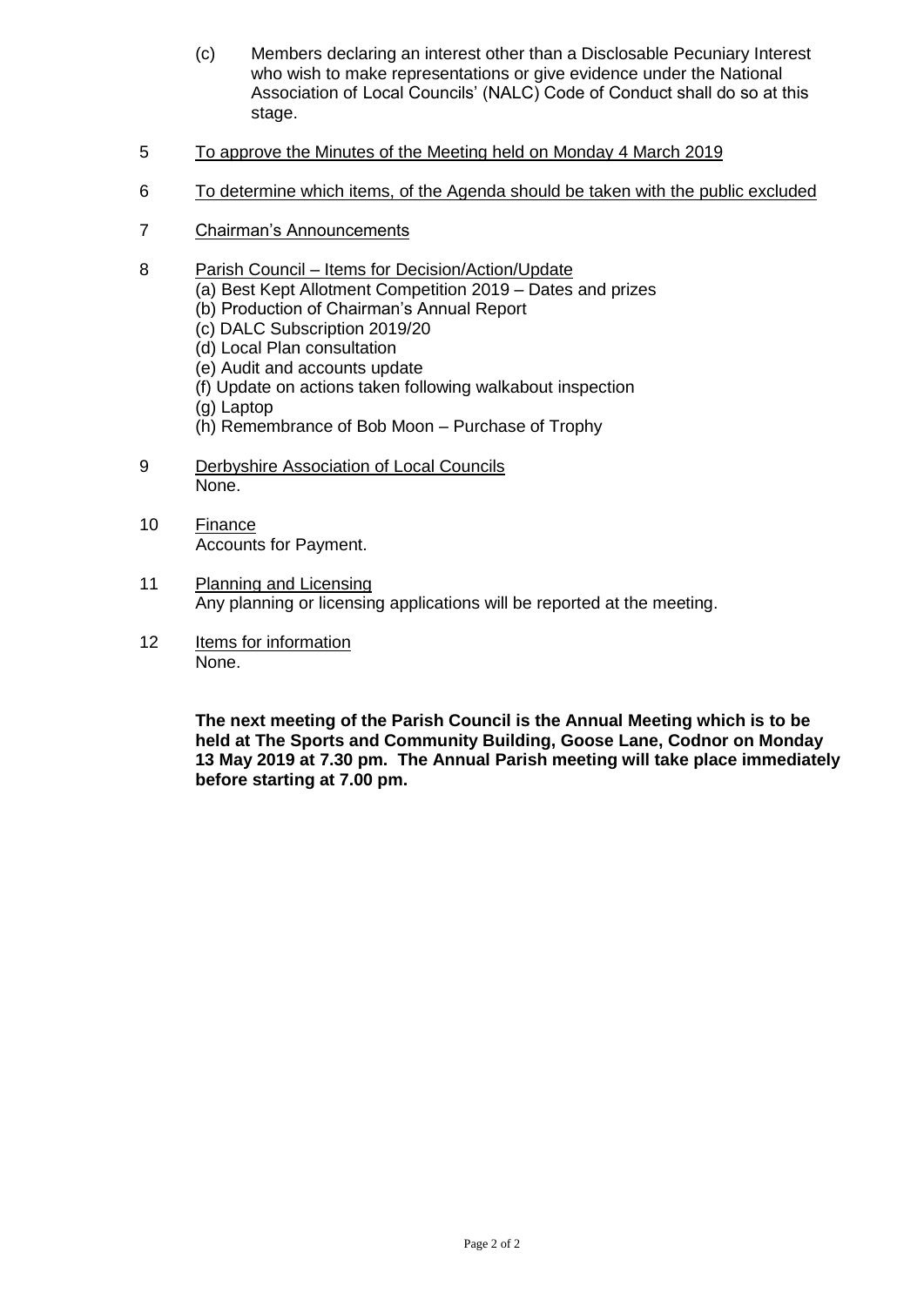(c) Members declaring an interest other than a Disclosable Pecuniary Interest who wish to make representations or give evidence under the National Association of Local Councils' (NALC) Code of Conduct shall do so at this stage.

5 To approve the Minutes of the Meeting held on Monday 4 March 2019

6 To determine which items, of the Agenda should be taken with the public excluded

7 Chairman's Announcements

8 Parish Council – Items for Decision/Action/Update
(a) Best Kept Allotment Competition 2019 – Dates and prizes
(b) Production of Chairman's Annual Report
(c) DALC Subscription 2019/20
(d) Local Plan consultation
(e) Audit and accounts update
(f) Update on actions taken following walkabout inspection
(g) Laptop
(h) Remembrance of Bob Moon – Purchase of Trophy

9 Derbyshire Association of Local Councils
None.

10 Finance
Accounts for Payment.

11 Planning and Licensing
Any planning or licensing applications will be reported at the meeting.

12 Items for information
None.

**The next meeting of the Parish Council is the Annual Meeting which is to be held at The Sports and Community Building, Goose Lane, Codnor on Monday 13 May 2019 at 7.30 pm. The Annual Parish meeting will take place immediately before starting at 7.00 pm.**